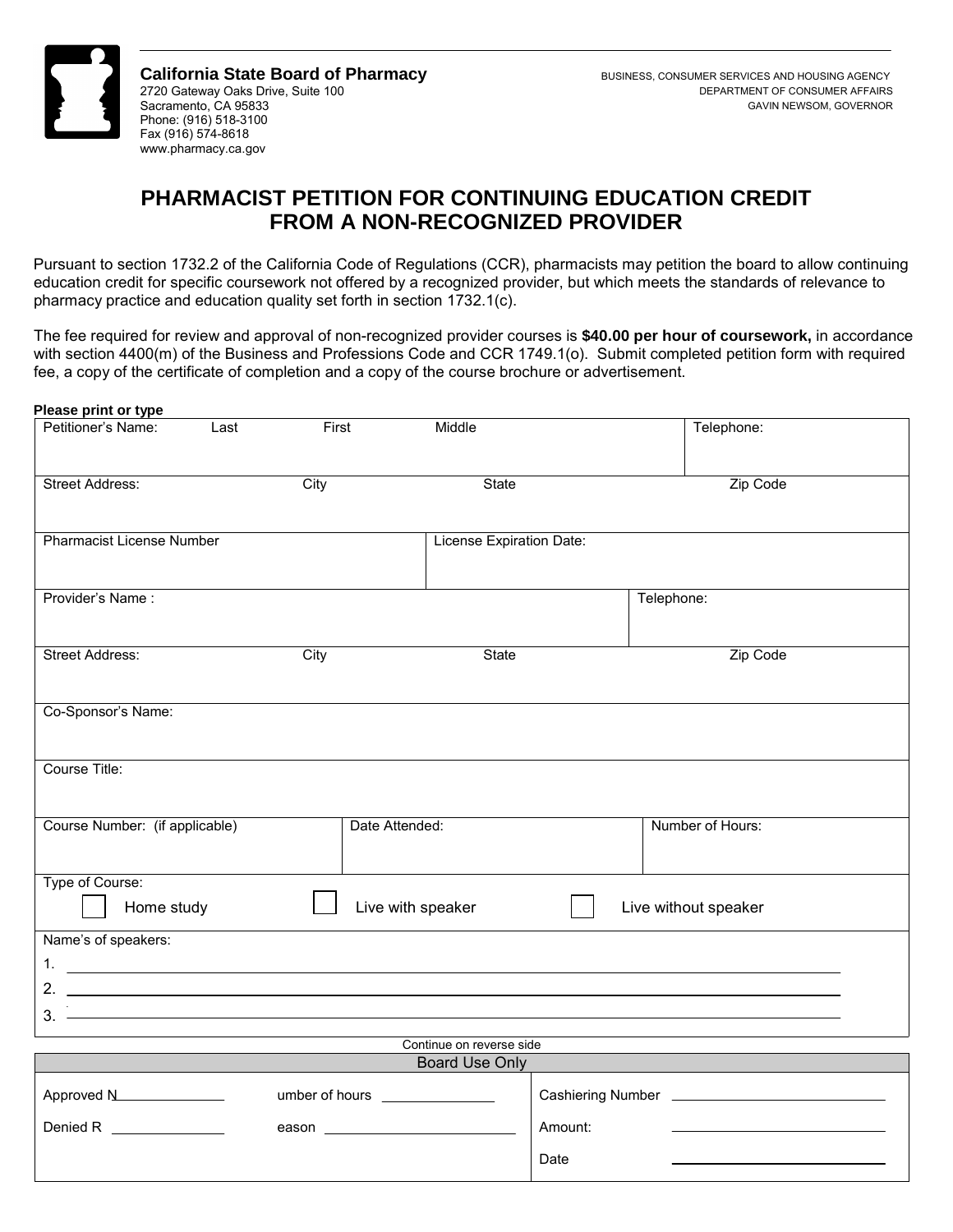**California State Board of Pharmacy**
2720 Gateway Oaks Drive, Suite 100
Sacramento, CA 95833
Phone: (916) 518-3100
Fax (916) 574-8618
www.pharmacy.ca.gov

BUSINESS, CONSUMER SERVICES AND HOUSING AGENCY
DEPARTMENT OF CONSUMER AFFAIRS
GAVIN NEWSOM, GOVERNOR

# PHARMACIST PETITION FOR CONTINUING EDUCATION CREDIT FROM A NON-RECOGNIZED PROVIDER

Pursuant to section 1732.2 of the California Code of Regulations (CCR), pharmacists may petition the board to allow continuing education credit for specific coursework not offered by a recognized provider, but which meets the standards of relevance to pharmacy practice and education quality set forth in section 1732.1(c).

The fee required for review and approval of non-recognized provider courses is **$40.00 per hour of coursework,** in accordance with section 4400(m) of the Business and Professions Code and CCR 1749.1(o). Submit completed petition form with required fee, a copy of the certificate of completion and a copy of the course brochure or advertisement.

**Please print or type**

| Petitioner's Name: Last | First | Middle | Telephone: |
|---|---|---|---|
| | | | |

| Street Address: | City | State | Zip Code |
|---|---|---|---|
| | | | |

| Pharmacist License Number | License Expiration Date: |
|---|---|
| | |

| Provider's Name : | Telephone: |
|---|---|
| | |

| Street Address: | City | State | Zip Code |
|---|---|---|---|
| | | | |

Co-Sponsor's Name:

Course Title:

| Course Number: (if applicable) | Date Attended: | Number of Hours: |
|---|---|---|
| | | |

Type of Course:

☐ Home study ☐ Live with speaker ☐ Live without speaker

Name's of speakers:

1. ______________________________
2. ______________________________
3. ______________________________

Continue on reverse side

**Board Use Only**

| | | | |
|---|---|---|---|
| Approved N______ | umber of hours ______ | Cashiering Number | ______ |
| Denied R ______ | eason ______ | Amount: | ______ |
| | | Date | ______ |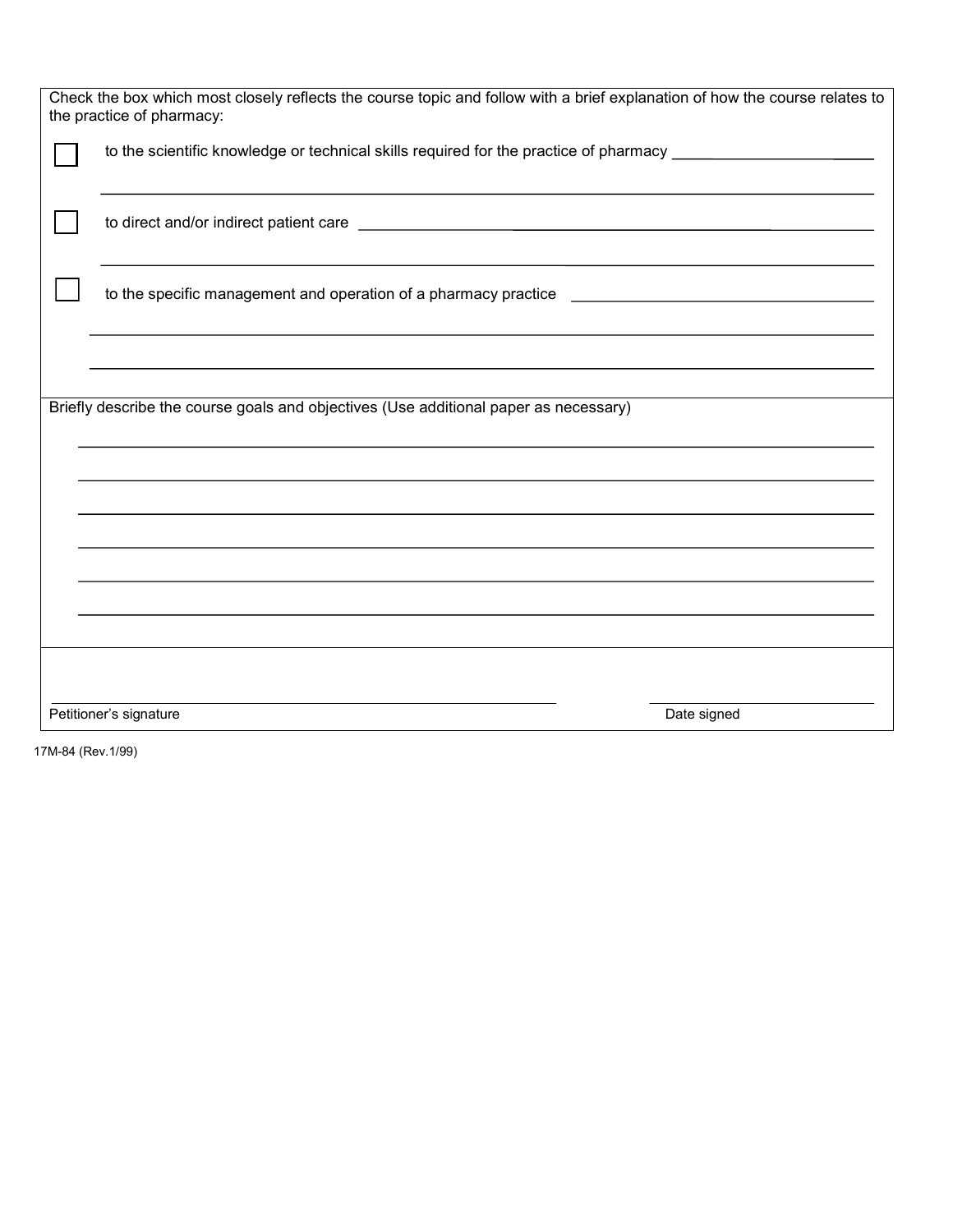Check the box which most closely reflects the course topic and follow with a brief explanation of how the course relates to the practice of pharmacy:

☐ to the scientific knowledge or technical skills required for the practice of pharmacy ____________________

______________________________________________________________________

☐ to direct and/or indirect patient care ______________________________________________

______________________________________________________________________

☐ to the specific management and operation of a pharmacy practice ______________________

______________________________________________________________________

______________________________________________________________________

Briefly describe the course goals and objectives (Use additional paper as necessary)

______________________________________________________________________

______________________________________________________________________

______________________________________________________________________

______________________________________________________________________

______________________________________________________________________

______________________________________________________________________

| | |
|---|---|
| ______________________________ | ____________________ |
| Petitioner's signature | Date signed |

17M-84 (Rev.1/99)